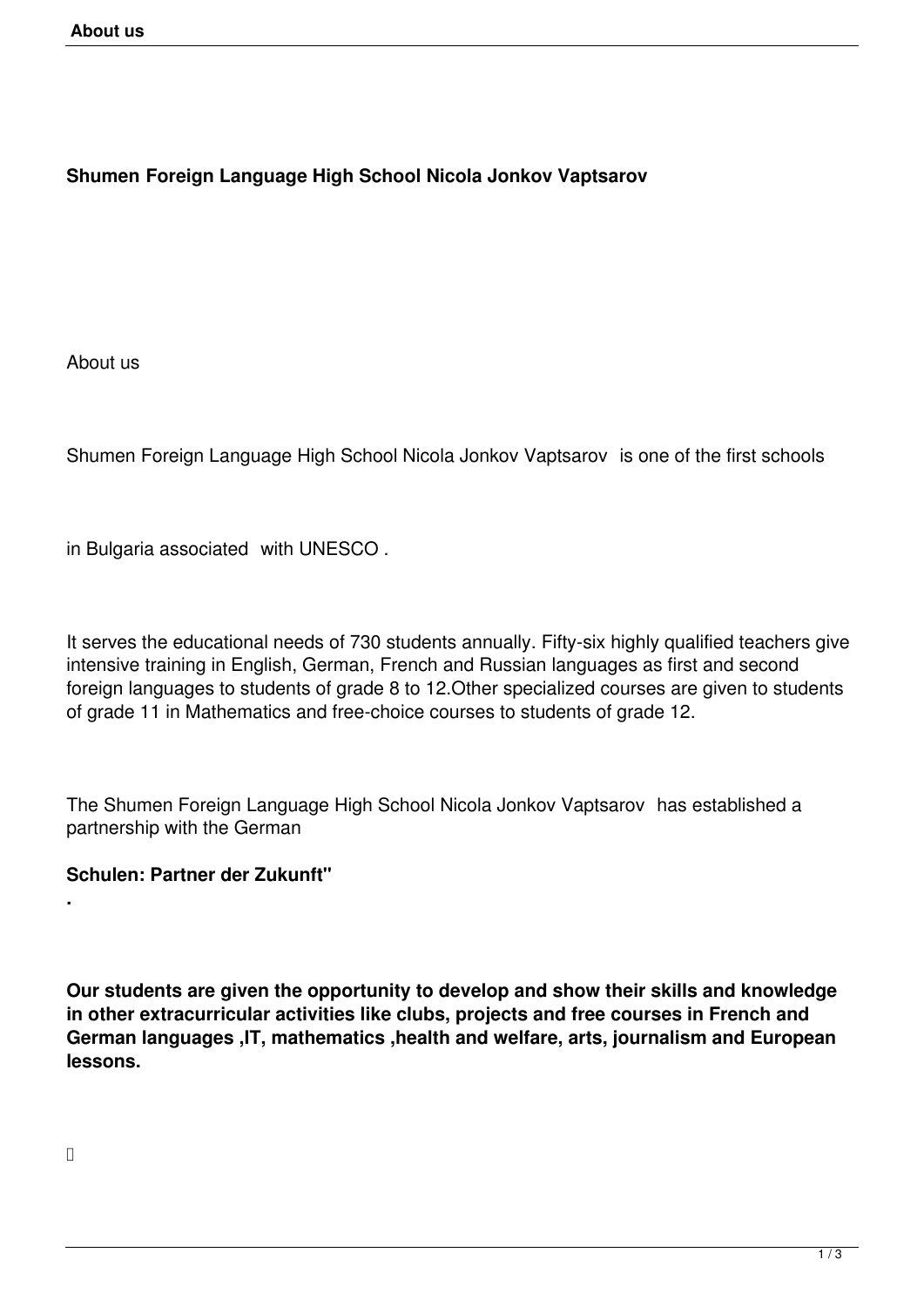**Shumen Foreign Language High School Nicola Jonkov Vaptsarov**

About us

Shumen Foreign Language High School Nicola Jonkov Vaptsarov is one of the first schools

in Bulgaria associated with UNESCO .

It serves the educational needs of 730 students annually. Fifty-six highly qualified teachers give intensive training in English, German, French and Russian languages as first and second foreign languages to students of grade 8 to 12.Other specialized courses are given to students of grade 11 in Mathematics and free-choice courses to students of grade 12.

The Shumen Foreign Language High School Nicola Jonkov Vaptsarov has established a partnership with the German

**Schulen: Partner der Zukunft"**

**.**

**Our students are given the opportunity to develop and show their skills and knowledge in other extracurricular activities like clubs, projects and free courses in French and German languages ,IT, mathematics ,health and welfare, arts, journalism and European lessons.**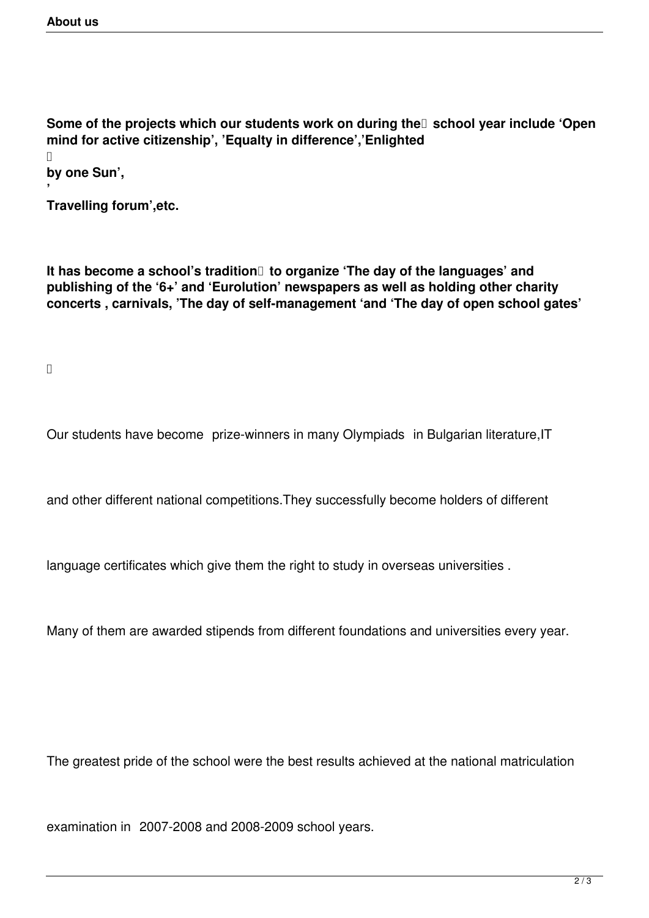**Some of the projects which our students work on during the school year include 'Open mind for active citizenship', 'Equalty in difference','Enlighted by one Sun', 'Travelling forum',etc.**

**It has become a school's tradition to organize 'The day of the languages' and publishing of the '6+' and 'Eurolution' newspapers as well as holding other charity concerts , carnivals, 'The day of self-management 'and 'The day of open school gates'**

Our students have become prize-winners in many Olympiads in Bulgarian literature,IT and other different national competitions.They successfully become holders of different language certificates which give them the right to study in overseas universities .

Many of them are awarded stipends from different foundations and universities every year.

The greatest pride of the school were the best results achieved at the national matriculation examination in 2007-2008 and 2008-2009 school years.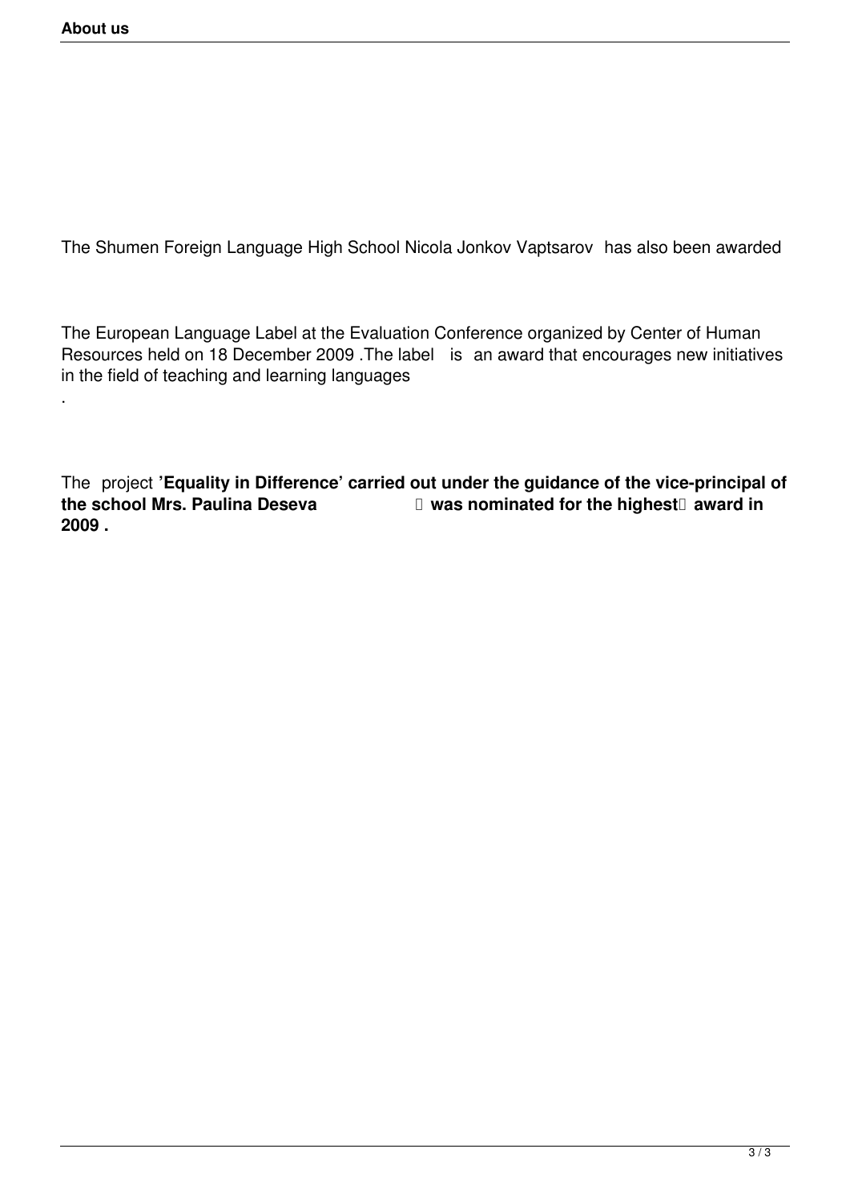The Shumen Foreign Language High School Nicola Jonkov Vaptsarov has also been awarded

The European Language Label at the Evaluation Conference organized by Center of Human Resources held on 18 December 2009 .The label is an award that encourages new initiatives in the field of teaching and learning languages

.

The project **'Equality in Difference' carried out under the guidance of the vice-principal of the school Mrs. Paulina Deseva was nominated for the highest award in 2009 .**